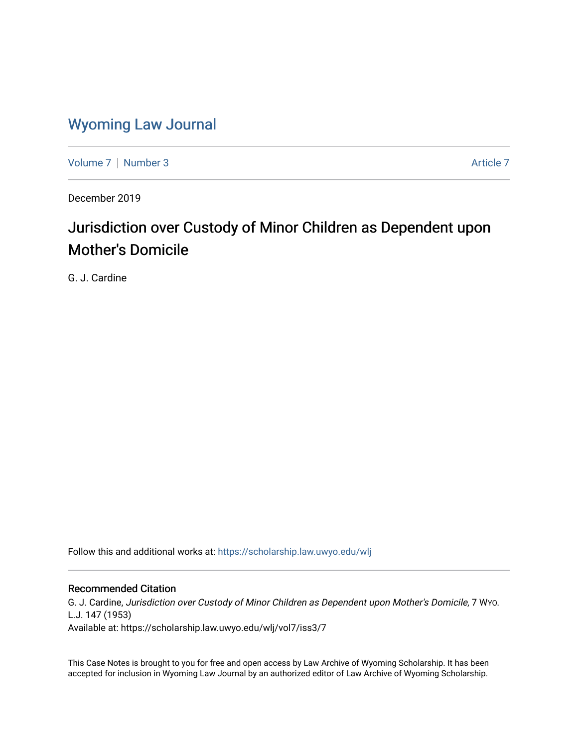# Wyoming Law Journal

Volume 7 | Number 3 Article 7

December 2019

## Jurisdiction over Custody of Minor Children as Dependent upon Mother's Domicile

G. J. Cardine

Follow this and additional works at: https://scholarship.law.uwyo.edu/wlj

### Recommended Citation

G. J. Cardine, *Jurisdiction over Custody of Minor Children as Dependent upon Mother's Domicile*, 7 WYO. L.J. 147 (1953)
Available at: https://scholarship.law.uwyo.edu/wlj/vol7/iss3/7

This Case Notes is brought to you for free and open access by Law Archive of Wyoming Scholarship. It has been accepted for inclusion in Wyoming Law Journal by an authorized editor of Law Archive of Wyoming Scholarship.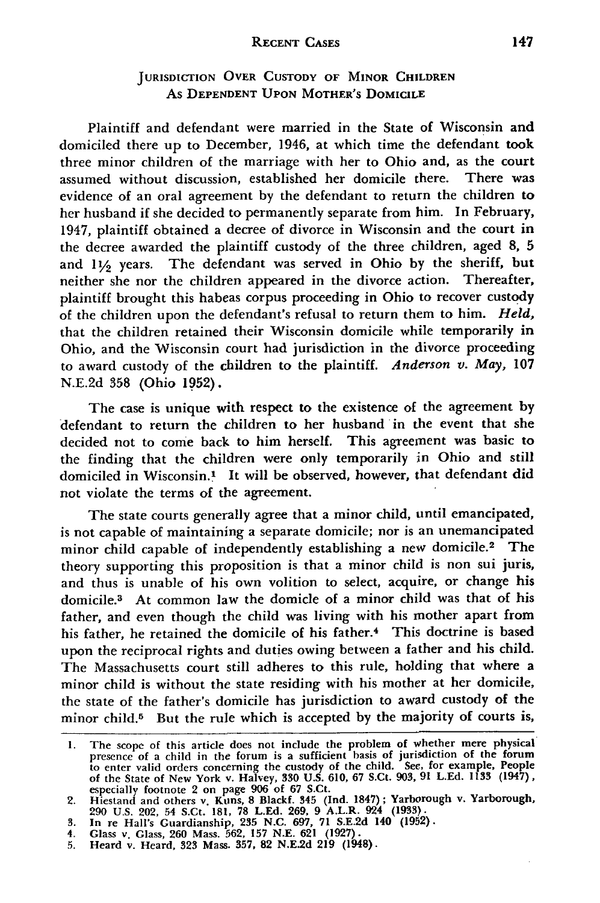## JURISDICTION OVER CUSTODY OF MINOR CHILDREN AS DEPENDENT UPON MOTHER'S DOMICILE

Plaintiff and defendant were married in the State of Wisconsin and domiciled there up to December, 1946, at which time the defendant took three minor children of the marriage with her to Ohio and, as the court assumed without discussion, established her domicile there. There was evidence of an oral agreement by the defendant to return the children to her husband if she decided to permanently separate from him. In February, 1947, plaintiff obtained a decree of divorce in Wisconsin and the court in the decree awarded the plaintiff custody of the three children, aged 8, 5 and 1½ years. The defendant was served in Ohio by the sheriff, but neither she nor the children appeared in the divorce action. Thereafter, plaintiff brought this habeas corpus proceeding in Ohio to recover custody of the children upon the defendant's refusal to return them to him. *Held,* that the children retained their Wisconsin domicile while temporarily in Ohio, and the Wisconsin court had jurisdiction in the divorce proceeding to award custody of the children to the plaintiff. *Anderson v. May,* 107 N.E.2d 358 (Ohio 1952).

The case is unique with respect to the existence of the agreement by defendant to return the children to her husband in the event that she decided not to come back to him herself. This agreement was basic to the finding that the children were only temporarily in Ohio and still domiciled in Wisconsin.[1] It will be observed, however, that defendant did not violate the terms of the agreement.

The state courts generally agree that a minor child, until emancipated, is not capable of maintaining a separate domicile; nor is an unemancipated minor child capable of independently establishing a new domicile.[2] The theory supporting this proposition is that a minor child is non sui juris, and thus is unable of his own volition to select, acquire, or change his domicile.[3] At common law the domicle of a minor child was that of his father, and even though the child was living with his mother apart from his father, he retained the domicile of his father.[4] This doctrine is based upon the reciprocal rights and duties owing between a father and his child. The Massachusetts court still adheres to this rule, holding that where a minor child is without the state residing with his mother at her domicile, the state of the father's domicile has jurisdiction to award custody of the minor child.[5] But the rule which is accepted by the majority of courts is,

---

1. The scope of this article does not include the problem of whether mere physical presence of a child in the forum is a sufficient basis of jurisdiction of the forum to enter valid orders concerning the custody of the child. See, for example, People of the State of New York v. Halvey, 330 U.S. 610, 67 S.Ct. 903, 91 L.Ed. 1133 (1947), especially footnote 2 on page 906 of 67 S.Ct.
2. Hiestand and others v. Kuns, 8 Blackf. 345 (Ind. 1847); Yarborough v. Yarborough, 290 U.S. 202, 54 S.Ct. 181, 78 L.Ed. 269, 9 A.L.R. 924 (1933).
3. In re Hall's Guardianship, 235 N.C. 697, 71 S.E.2d 140 (1952).
4. Glass v. Glass, 260 Mass. 562, 157 N.E. 621 (1927).
5. Heard v. Heard, 323 Mass. 357, 82 N.E.2d 219 (1948).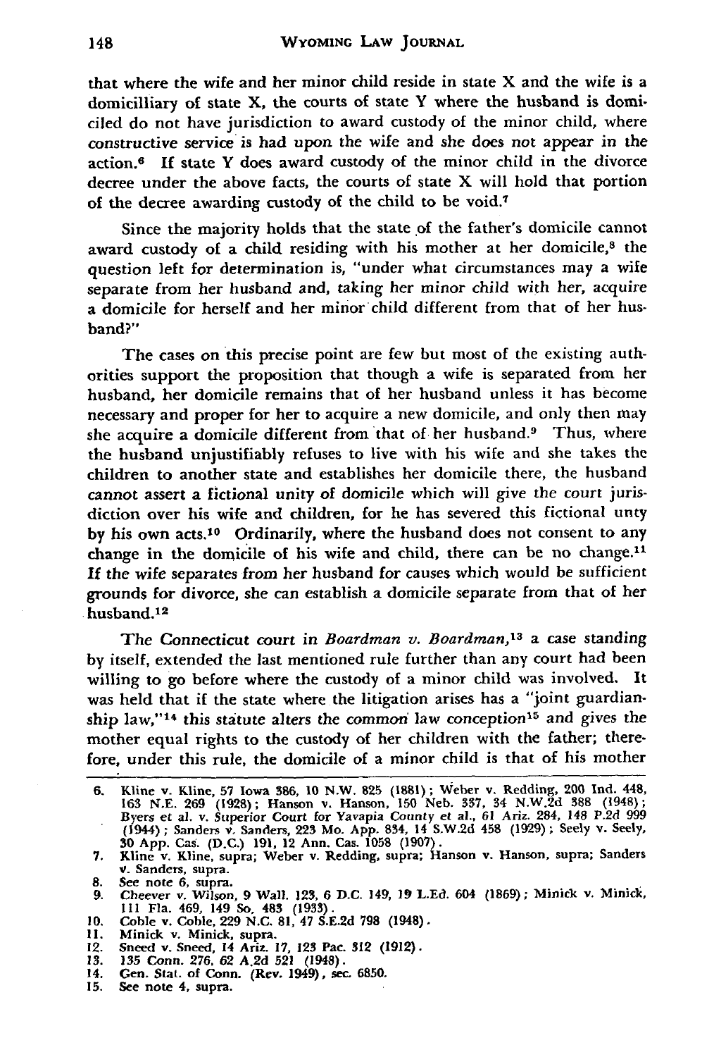that where the wife and her minor child reside in state X and the wife is a domicilliary of state X, the courts of state Y where the husband is domiciled do not have jurisdiction to award custody of the minor child, where constructive service is had upon the wife and she does not appear in the action.[6] If state Y does award custody of the minor child in the divorce decree under the above facts, the courts of state X will hold that portion of the decree awarding custody of the child to be void.[7]

Since the majority holds that the state of the father's domicile cannot award custody of a child residing with his mother at her domicile,[8] the question left for determination is, "under what circumstances may a wife separate from her husband and, taking her minor child with her, acquire a domicile for herself and her minor child different from that of her husband?"

The cases on this precise point are few but most of the existing authorities support the proposition that though a wife is separated from her husband, her domicile remains that of her husband unless it has become necessary and proper for her to acquire a new domicile, and only then may she acquire a domicile different from that of her husband.[9] Thus, where the husband unjustifiably refuses to live with his wife and she takes the children to another state and establishes her domicile there, the husband cannot assert a fictional unity of domicile which will give the court jurisdiction over his wife and children, for he has severed this fictional unty by his own acts.[10] Ordinarily, where the husband does not consent to any change in the domicile of his wife and child, there can be no change.[11] If the wife separates from her husband for causes which would be sufficient grounds for divorce, she can establish a domicile separate from that of her husband.[12]

The Connecticut court in *Boardman v. Boardman*,[13] a case standing by itself, extended the last mentioned rule further than any court had been willing to go before where the custody of a minor child was involved. It was held that if the state where the litigation arises has a "joint guardianship law,"[14] this statute alters the common law conception[15] and gives the mother equal rights to the custody of her children with the father; therefore, under this rule, the domicile of a minor child is that of his mother

---

6. Kline v. Kline, 57 Iowa 386, 10 N.W. 825 (1881); Weber v. Redding, 200 Ind. 448, 163 N.E. 269 (1928); Hanson v. Hanson, 150 Neb. 337, 34 N.W.2d 388 (1948); Byers et al. v. Superior Court for Yavapia County et al., 61 Ariz. 284, 148 P.2d 999 (1944); Sanders v. Sanders, 223 Mo. App. 834, 14 S.W.2d 458 (1929); Seely v. Seely, 30 App. Cas. (D.C.) 191, 12 Ann. Cas. 1058 (1907).
7. Kline v. Kline, supra; Weber v. Redding, supra; Hanson v. Hanson, supra; Sanders v. Sanders, supra.
8. See note 6, supra.
9. Cheever v. Wilson, 9 Wall. 123, 6 D.C. 149, 19 L.Ed. 604 (1869); Minick v. Minick, 111 Fla. 469, 149 So. 483 (1933).
10. Coble v. Coble, 229 N.C. 81, 47 S.E.2d 798 (1948).
11. Minick v. Minick, supra.
12. Sneed v. Sneed, 14 Ariz. 17, 123 Pac. 312 (1912).
13. 135 Conn. 276, 62 A.2d 521 (1948).
14. Gen. Stat. of Conn. (Rev. 1949), sec. 6850.
15. See note 4, supra.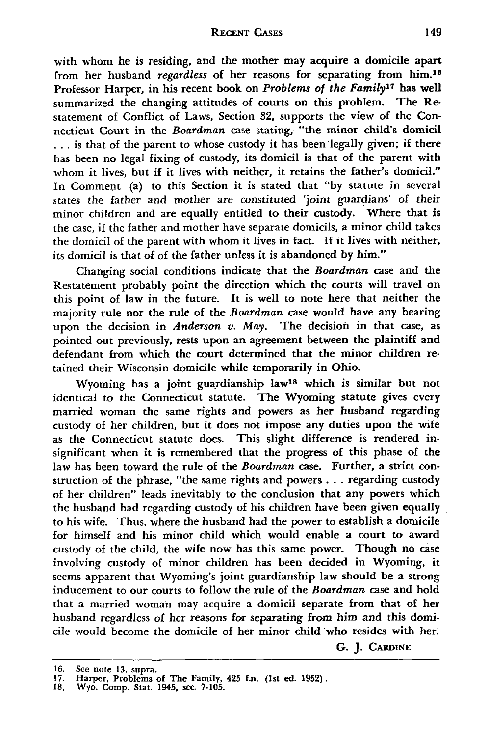with whom he is residing, and the mother may acquire a domicile apart from her husband *regardless* of her reasons for separating from him.[16] Professor Harper, in his recent book on *Problems of the Family*[17] has well summarized the changing attitudes of courts on this problem. The Restatement of Conflict of Laws, Section 32, supports the view of the Connecticut Court in the *Boardman* case stating, "the minor child's domicil . . . is that of the parent to whose custody it has been legally given; if there has been no legal fixing of custody, its domicil is that of the parent with whom it lives, but if it lives with neither, it retains the father's domicil." In Comment (a) to this Section it is stated that "by statute in several states the father and mother are constituted 'joint guardians' of their minor children and are equally entitled to their custody. Where that is the case, if the father and mother have separate domicils, a minor child takes the domicil of the parent with whom it lives in fact. If it lives with neither, its domicil is that of of the father unless it is abandoned by him."

Changing social conditions indicate that the *Boardman* case and the Restatement probably point the direction which the courts will travel on this point of law in the future. It is well to note here that neither the majority rule nor the rule of the *Boardman* case would have any bearing upon the decision in *Anderson v. May*. The decision in that case, as pointed out previously, rests upon an agreement between the plaintiff and defendant from which the court determined that the minor children retained their Wisconsin domicile while temporarily in Ohio.

Wyoming has a joint guardianship law[18] which is similar but not identical to the Connecticut statute. The Wyoming statute gives every married woman the same rights and powers as her husband regarding custody of her children, but it does not impose any duties upon the wife as the Connecticut statute does. This slight difference is rendered insignificant when it is remembered that the progress of this phase of the law has been toward the rule of the *Boardman* case. Further, a strict construction of the phrase, "the same rights and powers . . . regarding custody of her children" leads inevitably to the conclusion that any powers which the husband had regarding custody of his children have been given equally to his wife. Thus, where the husband had the power to establish a domicile for himself and his minor child which would enable a court to award custody of the child, the wife now has this same power. Though no case involving custody of minor children has been decided in Wyoming, it seems apparent that Wyoming's joint guardianship law should be a strong inducement to our courts to follow the rule of the *Boardman* case and hold that a married woman may acquire a domicil separate from that of her husband regardless of her reasons for separating from him and this domicile would become the domicile of her minor child who resides with her.

G. J. CARDINE

---

16. See note 13, supra.
17. Harper, Problems of The Family, 425 f.n. (1st ed. 1952).
18. Wyo. Comp. Stat. 1945, sec. 7-105.